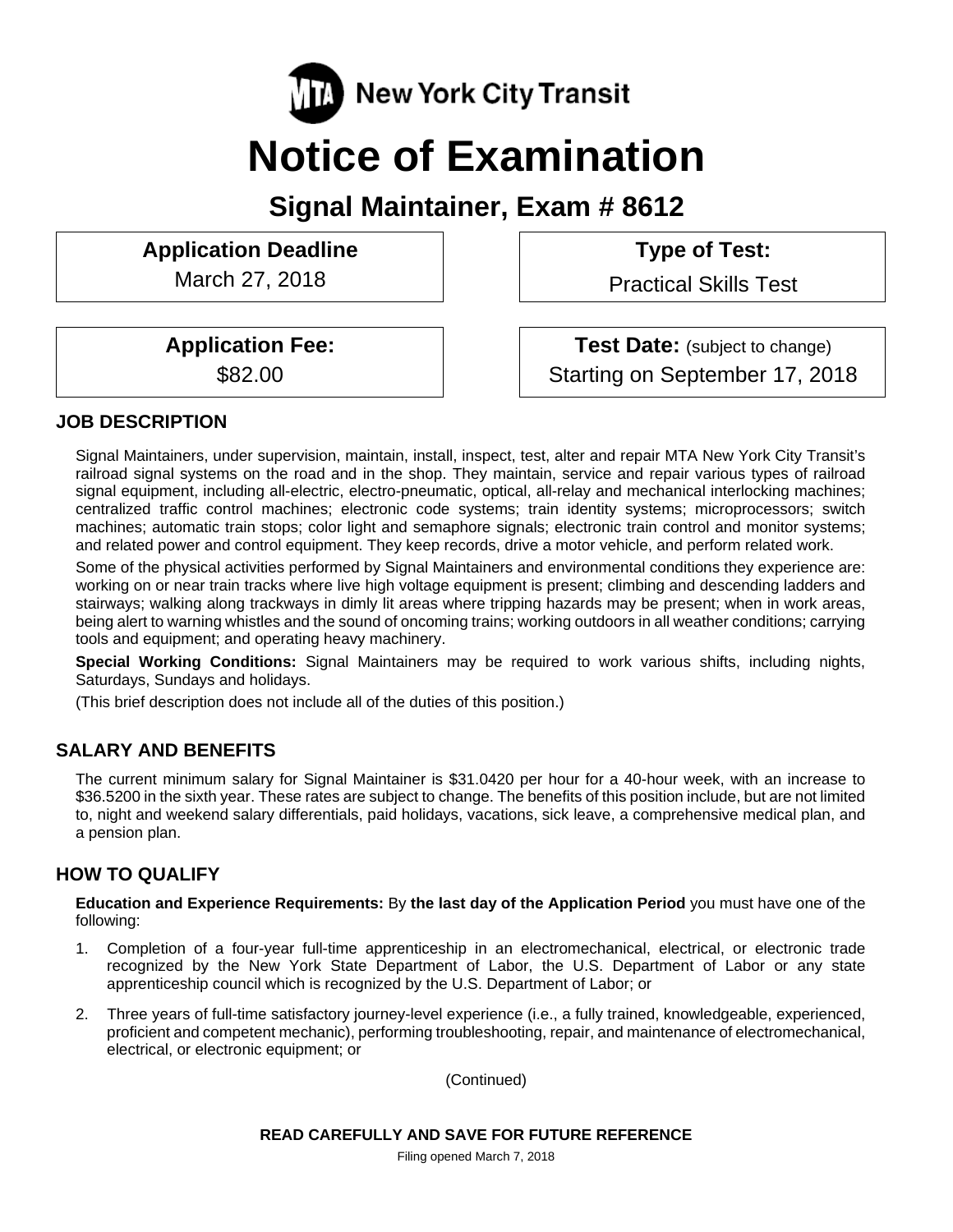MTA New York City Transit

# Notice of Examination

## Signal Maintainer, Exam # 8612

| **Application Deadline** | **Type of Test:** |
| --- | --- |
| March 27, 2018 | Practical Skills Test |
| **Application Fee:** | **Test Date:** (subject to change) |
| $82.00 | Starting on September 17, 2018 |

### JOB DESCRIPTION

Signal Maintainers, under supervision, maintain, install, inspect, test, alter and repair MTA New York City Transit's railroad signal systems on the road and in the shop. They maintain, service and repair various types of railroad signal equipment, including all-electric, electro-pneumatic, optical, all-relay and mechanical interlocking machines; centralized traffic control machines; electronic code systems; train identity systems; microprocessors; switch machines; automatic train stops; color light and semaphore signals; electronic train control and monitor systems; and related power and control equipment. They keep records, drive a motor vehicle, and perform related work.

Some of the physical activities performed by Signal Maintainers and environmental conditions they experience are: working on or near train tracks where live high voltage equipment is present; climbing and descending ladders and stairways; walking along trackways in dimly lit areas where tripping hazards may be present; when in work areas, being alert to warning whistles and the sound of oncoming trains; working outdoors in all weather conditions; carrying tools and equipment; and operating heavy machinery.

**Special Working Conditions:** Signal Maintainers may be required to work various shifts, including nights, Saturdays, Sundays and holidays.

(This brief description does not include all of the duties of this position.)

### SALARY AND BENEFITS

The current minimum salary for Signal Maintainer is $31.0420 per hour for a 40-hour week, with an increase to $36.5200 in the sixth year. These rates are subject to change. The benefits of this position include, but are not limited to, night and weekend salary differentials, paid holidays, vacations, sick leave, a comprehensive medical plan, and a pension plan.

### HOW TO QUALIFY

**Education and Experience Requirements:** By **the last day of the Application Period** you must have one of the following:

1. Completion of a four-year full-time apprenticeship in an electromechanical, electrical, or electronic trade recognized by the New York State Department of Labor, the U.S. Department of Labor or any state apprenticeship council which is recognized by the U.S. Department of Labor; or

2. Three years of full-time satisfactory journey-level experience (i.e., a fully trained, knowledgeable, experienced, proficient and competent mechanic), performing troubleshooting, repair, and maintenance of electromechanical, electrical, or electronic equipment; or

(Continued)

**READ CAREFULLY AND SAVE FOR FUTURE REFERENCE**

Filing opened March 7, 2018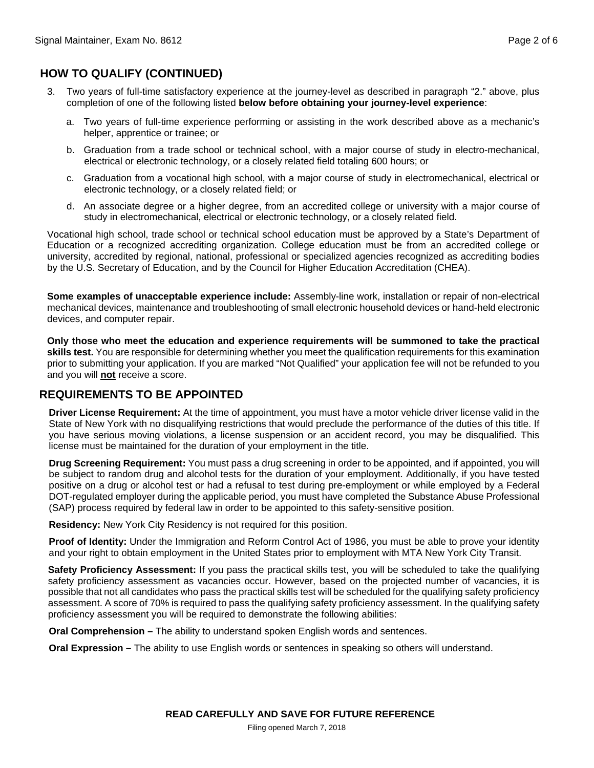## HOW TO QUALIFY (CONTINUED)

3. Two years of full-time satisfactory experience at the journey-level as described in paragraph "2." above, plus completion of one of the following listed **below before obtaining your journey-level experience**:

   a. Two years of full-time experience performing or assisting in the work described above as a mechanic's helper, apprentice or trainee; or

   b. Graduation from a trade school or technical school, with a major course of study in electro-mechanical, electrical or electronic technology, or a closely related field totaling 600 hours; or

   c. Graduation from a vocational high school, with a major course of study in electromechanical, electrical or electronic technology, or a closely related field; or

   d. An associate degree or a higher degree, from an accredited college or university with a major course of study in electromechanical, electrical or electronic technology, or a closely related field.

Vocational high school, trade school or technical school education must be approved by a State's Department of Education or a recognized accrediting organization. College education must be from an accredited college or university, accredited by regional, national, professional or specialized agencies recognized as accrediting bodies by the U.S. Secretary of Education, and by the Council for Higher Education Accreditation (CHEA).

**Some examples of unacceptable experience include:** Assembly-line work, installation or repair of non-electrical mechanical devices, maintenance and troubleshooting of small electronic household devices or hand-held electronic devices, and computer repair.

**Only those who meet the education and experience requirements will be summoned to take the practical skills test.** You are responsible for determining whether you meet the qualification requirements for this examination prior to submitting your application. If you are marked "Not Qualified" your application fee will not be refunded to you and you will **not** receive a score.

## REQUIREMENTS TO BE APPOINTED

**Driver License Requirement:** At the time of appointment, you must have a motor vehicle driver license valid in the State of New York with no disqualifying restrictions that would preclude the performance of the duties of this title. If you have serious moving violations, a license suspension or an accident record, you may be disqualified. This license must be maintained for the duration of your employment in the title.

**Drug Screening Requirement:** You must pass a drug screening in order to be appointed, and if appointed, you will be subject to random drug and alcohol tests for the duration of your employment. Additionally, if you have tested positive on a drug or alcohol test or had a refusal to test during pre-employment or while employed by a Federal DOT-regulated employer during the applicable period, you must have completed the Substance Abuse Professional (SAP) process required by federal law in order to be appointed to this safety-sensitive position.

**Residency:** New York City Residency is not required for this position.

**Proof of Identity:** Under the Immigration and Reform Control Act of 1986, you must be able to prove your identity and your right to obtain employment in the United States prior to employment with MTA New York City Transit.

**Safety Proficiency Assessment:** If you pass the practical skills test, you will be scheduled to take the qualifying safety proficiency assessment as vacancies occur. However, based on the projected number of vacancies, it is possible that not all candidates who pass the practical skills test will be scheduled for the qualifying safety proficiency assessment. A score of 70% is required to pass the qualifying safety proficiency assessment. In the qualifying safety proficiency assessment you will be required to demonstrate the following abilities:

**Oral Comprehension –** The ability to understand spoken English words and sentences.

**Oral Expression –** The ability to use English words or sentences in speaking so others will understand.

**READ CAREFULLY AND SAVE FOR FUTURE REFERENCE**

Filing opened March 7, 2018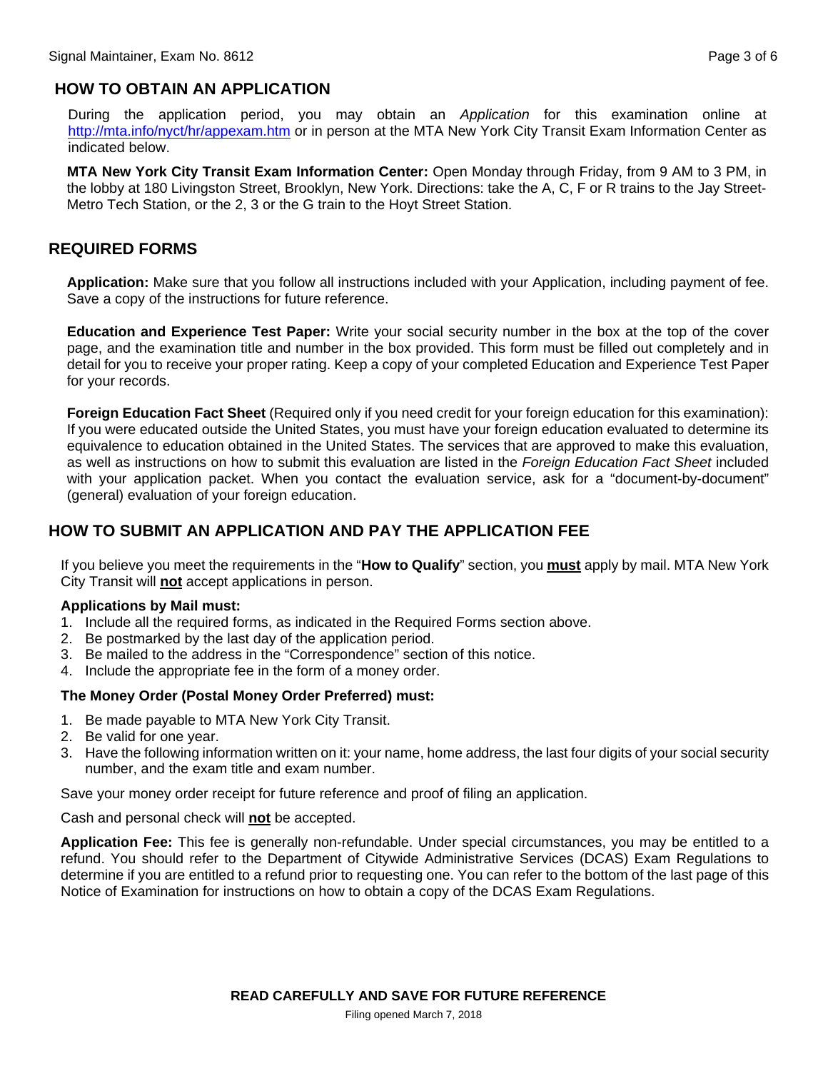## HOW TO OBTAIN AN APPLICATION

During the application period, you may obtain an *Application* for this examination online at http://mta.info/nyct/hr/appexam.htm or in person at the MTA New York City Transit Exam Information Center as indicated below.

**MTA New York City Transit Exam Information Center:** Open Monday through Friday, from 9 AM to 3 PM, in the lobby at 180 Livingston Street, Brooklyn, New York. Directions: take the A, C, F or R trains to the Jay Street-Metro Tech Station, or the 2, 3 or the G train to the Hoyt Street Station.

## REQUIRED FORMS

**Application:** Make sure that you follow all instructions included with your Application, including payment of fee. Save a copy of the instructions for future reference.

**Education and Experience Test Paper:** Write your social security number in the box at the top of the cover page, and the examination title and number in the box provided. This form must be filled out completely and in detail for you to receive your proper rating. Keep a copy of your completed Education and Experience Test Paper for your records.

**Foreign Education Fact Sheet** (Required only if you need credit for your foreign education for this examination): If you were educated outside the United States, you must have your foreign education evaluated to determine its equivalence to education obtained in the United States. The services that are approved to make this evaluation, as well as instructions on how to submit this evaluation are listed in the *Foreign Education Fact Sheet* included with your application packet. When you contact the evaluation service, ask for a "document-by-document" (general) evaluation of your foreign education.

## HOW TO SUBMIT AN APPLICATION AND PAY THE APPLICATION FEE

If you believe you meet the requirements in the "**How to Qualify**" section, you **must** apply by mail. MTA New York City Transit will **not** accept applications in person.

**Applications by Mail must:**

1. Include all the required forms, as indicated in the Required Forms section above.
2. Be postmarked by the last day of the application period.
3. Be mailed to the address in the "Correspondence" section of this notice.
4. Include the appropriate fee in the form of a money order.

**The Money Order (Postal Money Order Preferred) must:**

1. Be made payable to MTA New York City Transit.
2. Be valid for one year.
3. Have the following information written on it: your name, home address, the last four digits of your social security number, and the exam title and exam number.

Save your money order receipt for future reference and proof of filing an application.

Cash and personal check will **not** be accepted.

**Application Fee:** This fee is generally non-refundable. Under special circumstances, you may be entitled to a refund. You should refer to the Department of Citywide Administrative Services (DCAS) Exam Regulations to determine if you are entitled to a refund prior to requesting one. You can refer to the bottom of the last page of this Notice of Examination for instructions on how to obtain a copy of the DCAS Exam Regulations.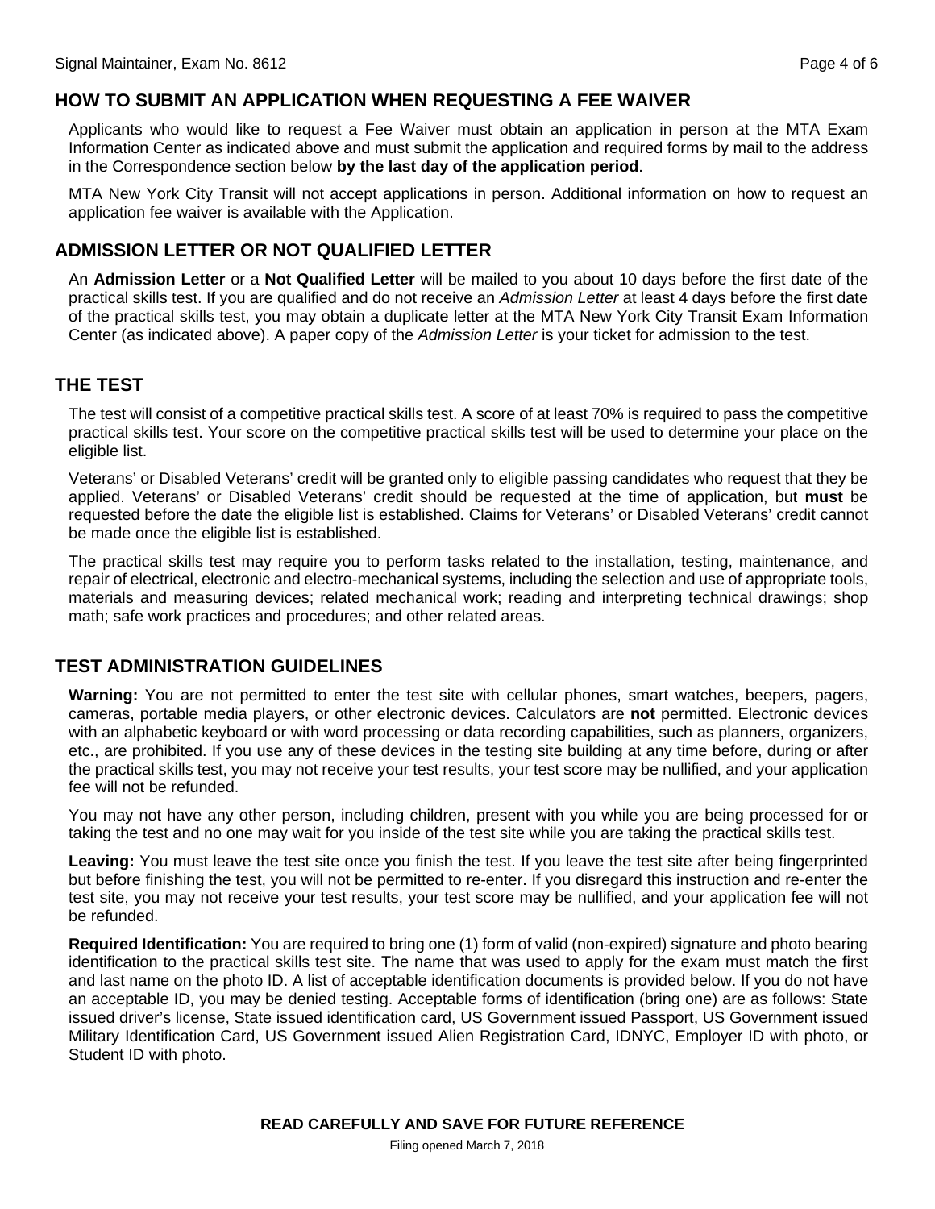## HOW TO SUBMIT AN APPLICATION WHEN REQUESTING A FEE WAIVER

Applicants who would like to request a Fee Waiver must obtain an application in person at the MTA Exam Information Center as indicated above and must submit the application and required forms by mail to the address in the Correspondence section below **by the last day of the application period**.

MTA New York City Transit will not accept applications in person. Additional information on how to request an application fee waiver is available with the Application.

## ADMISSION LETTER OR NOT QUALIFIED LETTER

An **Admission Letter** or a **Not Qualified Letter** will be mailed to you about 10 days before the first date of the practical skills test. If you are qualified and do not receive an *Admission Letter* at least 4 days before the first date of the practical skills test, you may obtain a duplicate letter at the MTA New York City Transit Exam Information Center (as indicated above). A paper copy of the *Admission Letter* is your ticket for admission to the test.

## THE TEST

The test will consist of a competitive practical skills test. A score of at least 70% is required to pass the competitive practical skills test. Your score on the competitive practical skills test will be used to determine your place on the eligible list.

Veterans' or Disabled Veterans' credit will be granted only to eligible passing candidates who request that they be applied. Veterans' or Disabled Veterans' credit should be requested at the time of application, but **must** be requested before the date the eligible list is established. Claims for Veterans' or Disabled Veterans' credit cannot be made once the eligible list is established.

The practical skills test may require you to perform tasks related to the installation, testing, maintenance, and repair of electrical, electronic and electro-mechanical systems, including the selection and use of appropriate tools, materials and measuring devices; related mechanical work; reading and interpreting technical drawings; shop math; safe work practices and procedures; and other related areas.

## TEST ADMINISTRATION GUIDELINES

**Warning:** You are not permitted to enter the test site with cellular phones, smart watches, beepers, pagers, cameras, portable media players, or other electronic devices. Calculators are **not** permitted. Electronic devices with an alphabetic keyboard or with word processing or data recording capabilities, such as planners, organizers, etc., are prohibited. If you use any of these devices in the testing site building at any time before, during or after the practical skills test, you may not receive your test results, your test score may be nullified, and your application fee will not be refunded.

You may not have any other person, including children, present with you while you are being processed for or taking the test and no one may wait for you inside of the test site while you are taking the practical skills test.

**Leaving:** You must leave the test site once you finish the test. If you leave the test site after being fingerprinted but before finishing the test, you will not be permitted to re-enter. If you disregard this instruction and re-enter the test site, you may not receive your test results, your test score may be nullified, and your application fee will not be refunded.

**Required Identification:** You are required to bring one (1) form of valid (non-expired) signature and photo bearing identification to the practical skills test site. The name that was used to apply for the exam must match the first and last name on the photo ID. A list of acceptable identification documents is provided below. If you do not have an acceptable ID, you may be denied testing. Acceptable forms of identification (bring one) are as follows: State issued driver's license, State issued identification card, US Government issued Passport, US Government issued Military Identification Card, US Government issued Alien Registration Card, IDNYC, Employer ID with photo, or Student ID with photo.

**READ CAREFULLY AND SAVE FOR FUTURE REFERENCE**

Filing opened March 7, 2018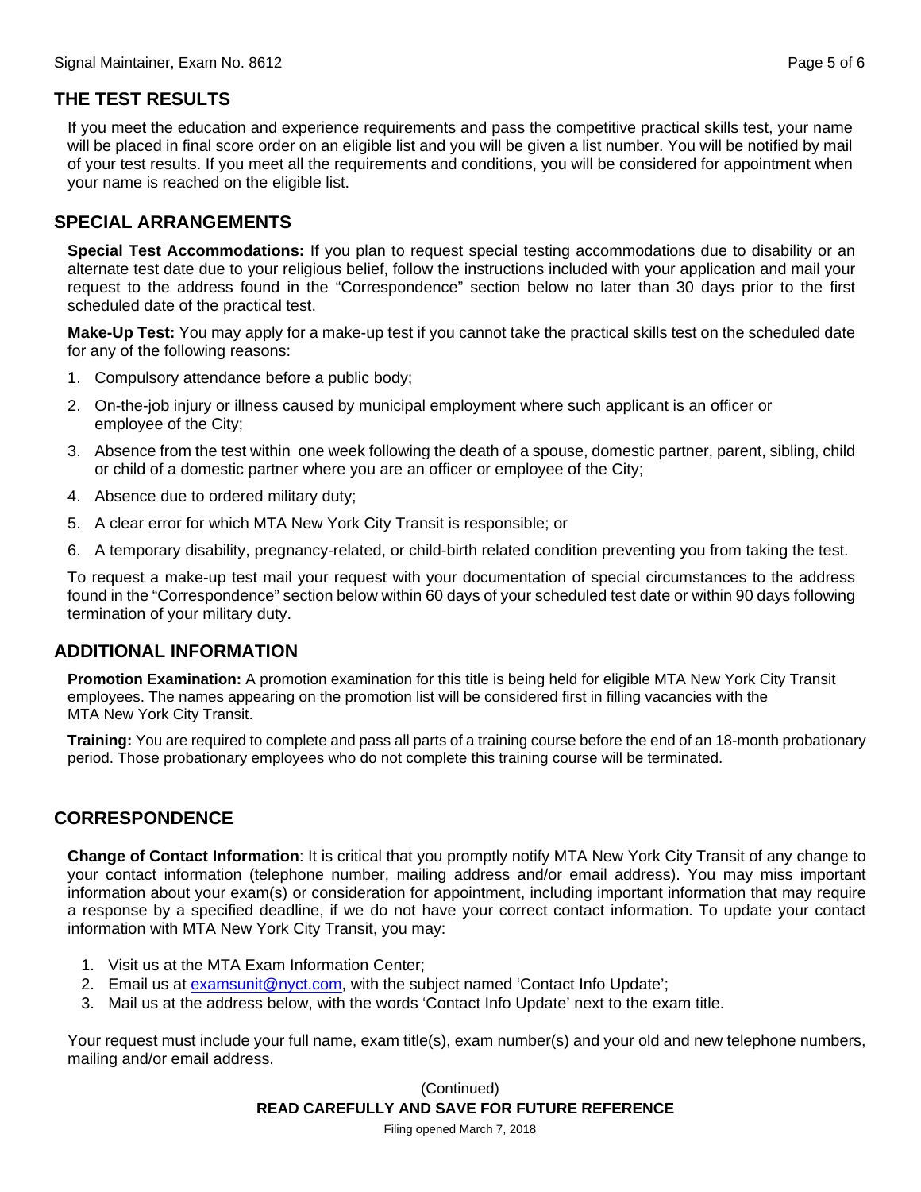## THE TEST RESULTS

If you meet the education and experience requirements and pass the competitive practical skills test, your name will be placed in final score order on an eligible list and you will be given a list number. You will be notified by mail of your test results. If you meet all the requirements and conditions, you will be considered for appointment when your name is reached on the eligible list.

## SPECIAL ARRANGEMENTS

**Special Test Accommodations:** If you plan to request special testing accommodations due to disability or an alternate test date due to your religious belief, follow the instructions included with your application and mail your request to the address found in the "Correspondence" section below no later than 30 days prior to the first scheduled date of the practical test.

**Make-Up Test:** You may apply for a make-up test if you cannot take the practical skills test on the scheduled date for any of the following reasons:

1. Compulsory attendance before a public body;
2. On-the-job injury or illness caused by municipal employment where such applicant is an officer or employee of the City;
3. Absence from the test within one week following the death of a spouse, domestic partner, parent, sibling, child or child of a domestic partner where you are an officer or employee of the City;
4. Absence due to ordered military duty;
5. A clear error for which MTA New York City Transit is responsible; or
6. A temporary disability, pregnancy-related, or child-birth related condition preventing you from taking the test.

To request a make-up test mail your request with your documentation of special circumstances to the address found in the "Correspondence" section below within 60 days of your scheduled test date or within 90 days following termination of your military duty.

## ADDITIONAL INFORMATION

**Promotion Examination:** A promotion examination for this title is being held for eligible MTA New York City Transit employees. The names appearing on the promotion list will be considered first in filling vacancies with the MTA New York City Transit.

**Training:** You are required to complete and pass all parts of a training course before the end of an 18-month probationary period. Those probationary employees who do not complete this training course will be terminated.

## CORRESPONDENCE

**Change of Contact Information**: It is critical that you promptly notify MTA New York City Transit of any change to your contact information (telephone number, mailing address and/or email address). You may miss important information about your exam(s) or consideration for appointment, including important information that may require a response by a specified deadline, if we do not have your correct contact information. To update your contact information with MTA New York City Transit, you may:

1. Visit us at the MTA Exam Information Center;
2. Email us at examsunit@nyct.com, with the subject named 'Contact Info Update';
3. Mail us at the address below, with the words 'Contact Info Update' next to the exam title.

Your request must include your full name, exam title(s), exam number(s) and your old and new telephone numbers, mailing and/or email address.

(Continued)

**READ CAREFULLY AND SAVE FOR FUTURE REFERENCE**

Filing opened March 7, 2018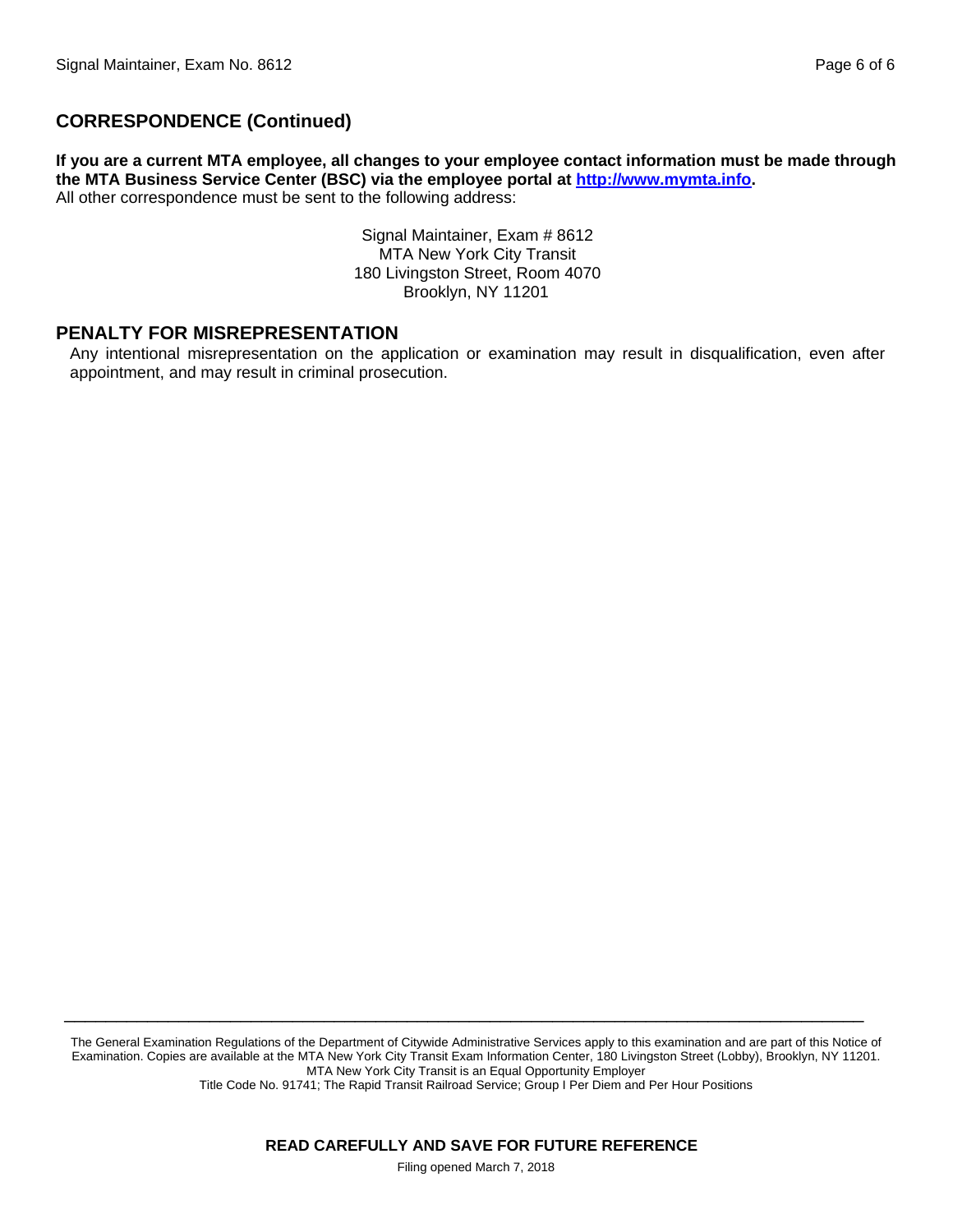## CORRESPONDENCE (Continued)

**If you are a current MTA employee, all changes to your employee contact information must be made through the MTA Business Service Center (BSC) via the employee portal at [http://www.mymta.info](http://www.mymta.info).**
All other correspondence must be sent to the following address:

Signal Maintainer, Exam # 8612
MTA New York City Transit
180 Livingston Street, Room 4070
Brooklyn, NY 11201

## PENALTY FOR MISREPRESENTATION

Any intentional misrepresentation on the application or examination may result in disqualification, even after appointment, and may result in criminal prosecution.

---

The General Examination Regulations of the Department of Citywide Administrative Services apply to this examination and are part of this Notice of Examination. Copies are available at the MTA New York City Transit Exam Information Center, 180 Livingston Street (Lobby), Brooklyn, NY 11201.
MTA New York City Transit is an Equal Opportunity Employer
Title Code No. 91741; The Rapid Transit Railroad Service; Group I Per Diem and Per Hour Positions

**READ CAREFULLY AND SAVE FOR FUTURE REFERENCE**

Filing opened March 7, 2018